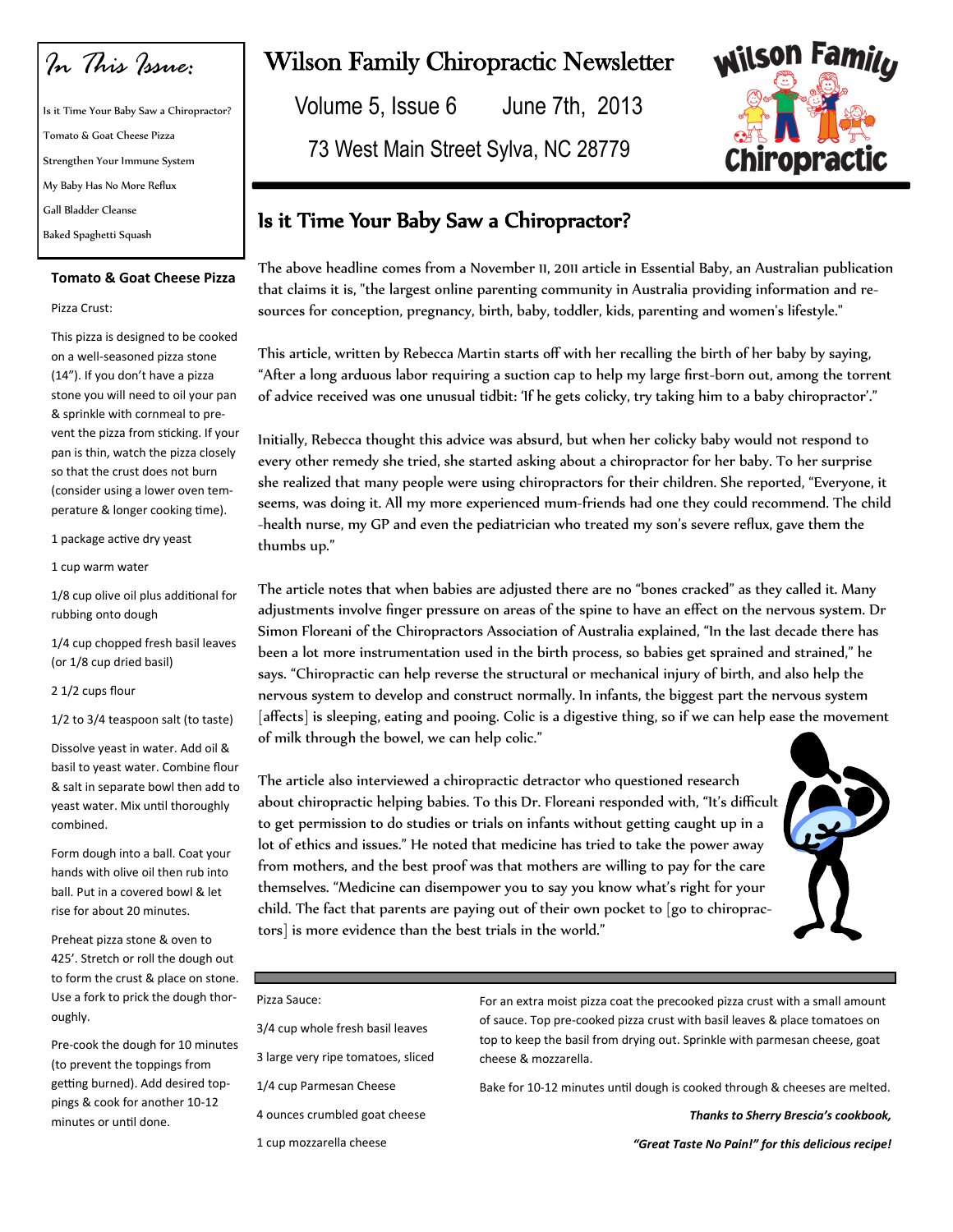# Wilson Family Chiropractic Newsletter

Volume 5, Issue 6 June 7th, 2013

73 West Main Street Sylva, NC 28779

*In This Issue:*

- Is it Time Your Baby Saw a Chiropractor?
- Tomato & Goat Cheese Pizza
- Strengthen Your Immune System
- My Baby Has No More Reflux
- Gall Bladder Cleanse
- Baked Spaghetti Squash

## Is it Time Your Baby Saw a Chiropractor?

The above headline comes from a November 11, 2011 article in Essential Baby, an Australian publication that claims it is, "the largest online parenting community in Australia providing information and resources for conception, pregnancy, birth, baby, toddler, kids, parenting and women's lifestyle."

This article, written by Rebecca Martin starts off with her recalling the birth of her baby by saying, "After a long arduous labor requiring a suction cap to help my large first-born out, among the torrent of advice received was one unusual tidbit: 'If he gets colicky, try taking him to a baby chiropractor'."

Initially, Rebecca thought this advice was absurd, but when her colicky baby would not respond to every other remedy she tried, she started asking about a chiropractor for her baby. To her surprise she realized that many people were using chiropractors for their children. She reported, "Everyone, it seems, was doing it. All my more experienced mum-friends had one they could recommend. The child-health nurse, my GP and even the pediatrician who treated my son's severe reflux, gave them the thumbs up."

The article notes that when babies are adjusted there are no "bones cracked" as they called it. Many adjustments involve finger pressure on areas of the spine to have an effect on the nervous system. Dr Simon Floreani of the Chiropractors Association of Australia explained, "In the last decade there has been a lot more instrumentation used in the birth process, so babies get sprained and strained," he says. "Chiropractic can help reverse the structural or mechanical injury of birth, and also help the nervous system to develop and construct normally. In infants, the biggest part the nervous system [affects] is sleeping, eating and pooing. Colic is a digestive thing, so if we can help ease the movement of milk through the bowel, we can help colic."

The article also interviewed a chiropractic detractor who questioned research about chiropractic helping babies. To this Dr. Floreani responded with, "It's difficult to get permission to do studies or trials on infants without getting caught up in a lot of ethics and issues." He noted that medicine has tried to take the power away from mothers, and the best proof was that mothers are willing to pay for the care themselves. "Medicine can disempower you to say you know what's right for your child. The fact that parents are paying out of their own pocket to [go to chiropractors] is more evidence than the best trials in the world."

## Tomato & Goat Cheese Pizza

Pizza Crust:

This pizza is designed to be cooked on a well-seasoned pizza stone (14"). If you don't have a pizza stone you will need to oil your pan & sprinkle with cornmeal to prevent the pizza from sticking. If your pan is thin, watch the pizza closely so that the crust does not burn (consider using a lower oven temperature & longer cooking time).

1 package active dry yeast

1 cup warm water

1/8 cup olive oil plus additional for rubbing onto dough

1/4 cup chopped fresh basil leaves (or 1/8 cup dried basil)

2 1/2 cups flour

1/2 to 3/4 teaspoon salt (to taste)

Dissolve yeast in water. Add oil & basil to yeast water. Combine flour & salt in separate bowl then add to yeast water. Mix until thoroughly combined.

Form dough into a ball. Coat your hands with olive oil then rub into ball. Put in a covered bowl & let rise for about 20 minutes.

Preheat pizza stone & oven to 425'. Stretch or roll the dough out to form the crust & place on stone. Use a fork to prick the dough thoroughly.

Pre-cook the dough for 10 minutes (to prevent the toppings from getting burned). Add desired toppings & cook for another 10-12 minutes or until done.

Pizza Sauce:

3/4 cup whole fresh basil leaves

3 large very ripe tomatoes, sliced

1/4 cup Parmesan Cheese

4 ounces crumbled goat cheese

1 cup mozzarella cheese

For an extra moist pizza coat the precooked pizza crust with a small amount of sauce. Top pre-cooked pizza crust with basil leaves & place tomatoes on top to keep the basil from drying out. Sprinkle with parmesan cheese, goat cheese & mozzarella.

Bake for 10-12 minutes until dough is cooked through & cheeses are melted.

***Thanks to Sherry Brescia's cookbook, "Great Taste No Pain!" for this delicious recipe!***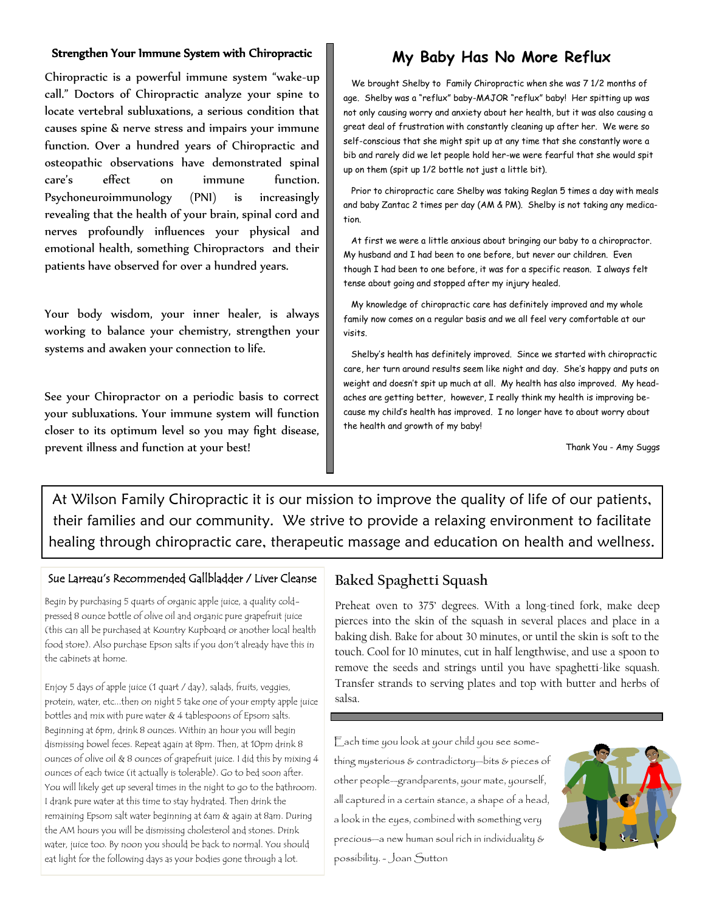## Strengthen Your Immune System with Chiropractic

Chiropractic is a powerful immune system "wake-up call." Doctors of Chiropractic analyze your spine to locate vertebral subluxations, a serious condition that causes spine & nerve stress and impairs your immune function. Over a hundred years of Chiropractic and osteopathic observations have demonstrated spinal care's effect on immune function. Psychoneuroimmunology (PNI) is increasingly revealing that the health of your brain, spinal cord and nerves profoundly influences your physical and emotional health, something Chiropractors and their patients have observed for over a hundred years.

Your body wisdom, your inner healer, is always working to balance your chemistry, strengthen your systems and awaken your connection to life.

See your Chiropractor on a periodic basis to correct your subluxations. Your immune system will function closer to its optimum level so you may fight disease, prevent illness and function at your best!

## My Baby Has No More Reflux

We brought Shelby to Family Chiropractic when she was 7 1/2 months of age. Shelby was a "reflux" baby-MAJOR "reflux" baby! Her spitting up was not only causing worry and anxiety about her health, but it was also causing a great deal of frustration with constantly cleaning up after her. We were so self-conscious that she might spit up at any time that she constantly wore a bib and rarely did we let people hold her-we were fearful that she would spit up on them (spit up 1/2 bottle not just a little bit).

Prior to chiropractic care Shelby was taking Reglan 5 times a day with meals and baby Zantac 2 times per day (AM & PM). Shelby is not taking any medication.

At first we were a little anxious about bringing our baby to a chiropractor. My husband and I had been to one before, but never our children. Even though I had been to one before, it was for a specific reason. I always felt tense about going and stopped after my injury healed.

My knowledge of chiropractic care has definitely improved and my whole family now comes on a regular basis and we all feel very comfortable at our visits.

Shelby's health has definitely improved. Since we started with chiropractic care, her turn around results seem like night and day. She's happy and puts on weight and doesn't spit up much at all. My health has also improved. My headaches are getting better, however, I really think my health is improving because my child's health has improved. I no longer have to about worry about the health and growth of my baby!

Thank You - Amy Suggs

At Wilson Family Chiropractic it is our mission to improve the quality of life of our patients, their families and our community. We strive to provide a relaxing environment to facilitate healing through chiropractic care, therapeutic massage and education on health and wellness.

## Sue Larreau's Recommended Gallbladder / Liver Cleanse

Begin by purchasing 5 quarts of organic apple juice, a quality cold-pressed 8 ounce bottle of olive oil and organic pure grapefruit juice (this can all be purchased at Kountry Kupboard or another local health food store). Also purchase Epson salts if you don't already have this in the cabinets at home.

Enjoy 5 days of apple juice (1 quart / day), salads, fruits, veggies, protein, water, etc...then on night 5 take one of your empty apple juice bottles and mix with pure water & 4 tablespoons of Epsom salts. Beginning at 6pm, drink 8 ounces. Within an hour you will begin dismissing bowel feces. Repeat again at 8pm. Then, at 10pm drink 8 ounces of olive oil & 8 ounces of grapefruit juice. I did this by mixing 4 ounces of each twice (it actually is tolerable). Go to bed soon after. You will likely get up several times in the night to go to the bathroom. I drank pure water at this time to stay hydrated. Then drink the remaining Epsom salt water beginning at 6am & again at 8am. During the AM hours you will be dismissing cholesterol and stones. Drink water, juice too. By noon you should be back to normal. You should eat light for the following days as your bodies gone through a lot.

## Baked Spaghetti Squash

Preheat oven to 375' degrees. With a long-tined fork, make deep pierces into the skin of the squash in several places and place in a baking dish. Bake for about 30 minutes, or until the skin is soft to the touch. Cool for 10 minutes, cut in half lengthwise, and use a spoon to remove the seeds and strings until you have spaghetti-like squash. Transfer strands to serving plates and top with butter and herbs of salsa.

Each time you look at your child you see something mysterious & contradictory—bits & pieces of other people—grandparents, your mate, yourself, all captured in a certain stance, a shape of a head, a look in the eyes, combined with something very precious—a new human soul rich in individuality & possibility. - Joan Sutton